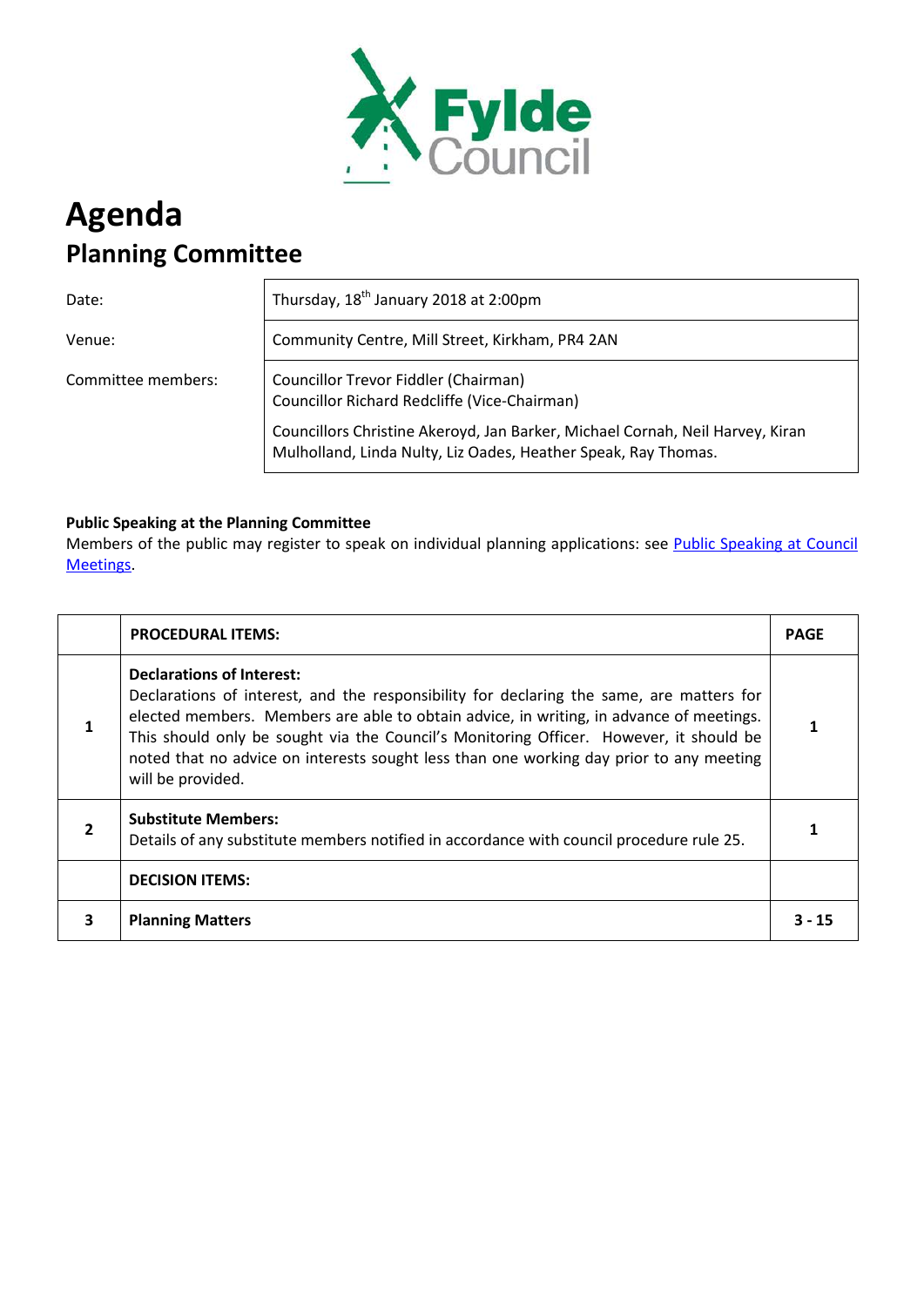Fylde Council

# Agenda

## Planning Committee

| | |
|---|---|
| Date: | Thursday, 18th January 2018 at 2:00pm |
| Venue: | Community Centre, Mill Street, Kirkham, PR4 2AN |
| Committee members: | Councillor Trevor Fiddler (Chairman)<br>Councillor Richard Redcliffe (Vice-Chairman)<br><br>Councillors Christine Akeroyd, Jan Barker, Michael Cornah, Neil Harvey, Kiran Mulholland, Linda Nulty, Liz Oades, Heather Speak, Ray Thomas. |

**Public Speaking at the Planning Committee**
Members of the public may register to speak on individual planning applications: see Public Speaking at Council Meetings.

| | **PROCEDURAL ITEMS:** | **PAGE** |
|---|---|---|
| 1 | **Declarations of Interest:**<br>Declarations of interest, and the responsibility for declaring the same, are matters for elected members. Members are able to obtain advice, in writing, in advance of meetings. This should only be sought via the Council's Monitoring Officer. However, it should be noted that no advice on interests sought less than one working day prior to any meeting will be provided. | 1 |
| 2 | **Substitute Members:**<br>Details of any substitute members notified in accordance with council procedure rule 25. | 1 |
| | **DECISION ITEMS:** | |
| 3 | **Planning Matters** | 3 - 15 |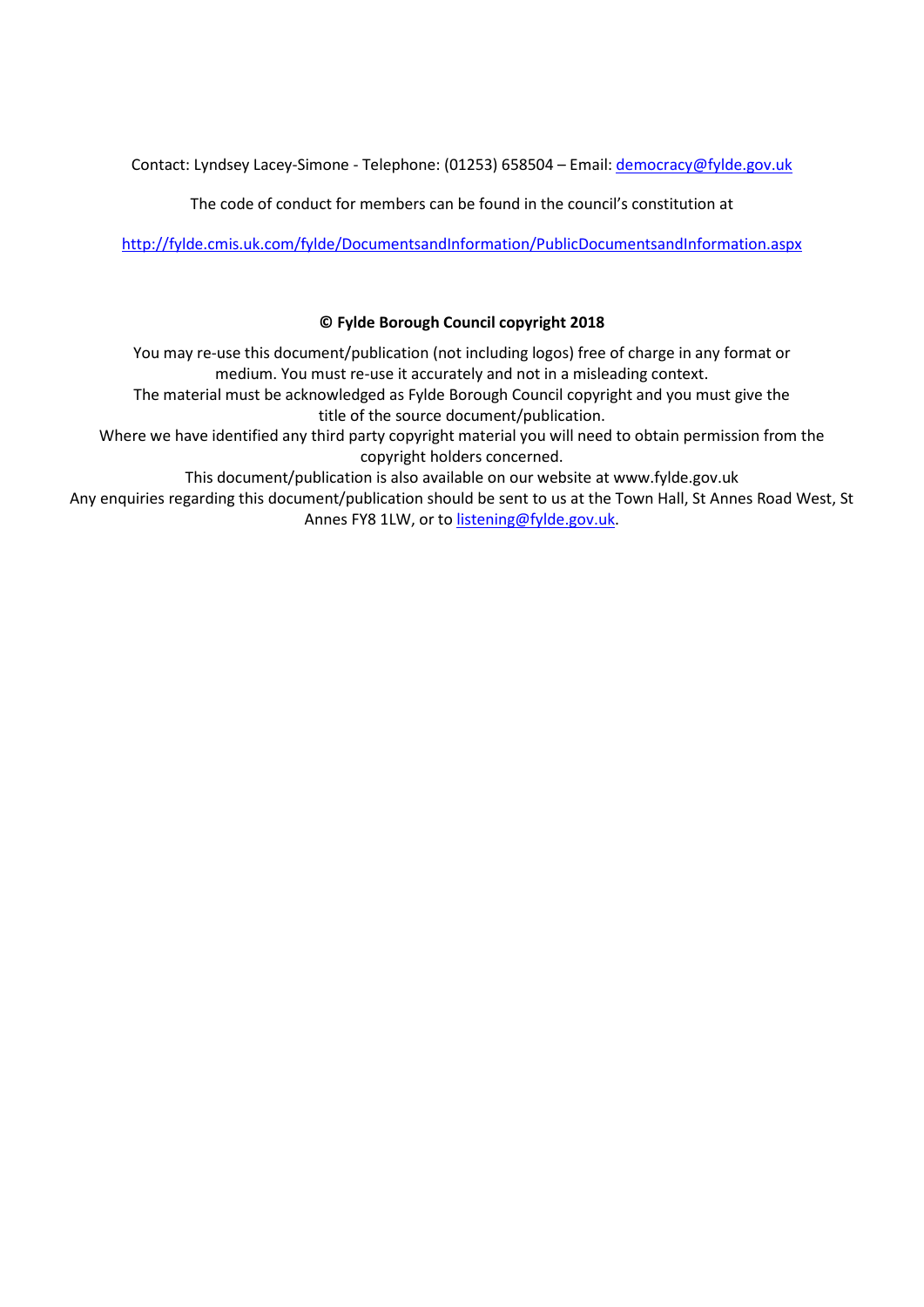Contact: Lyndsey Lacey-Simone - Telephone: (01253) 658504 – Email: democracy@fylde.gov.uk

The code of conduct for members can be found in the council's constitution at

http://fylde.cmis.uk.com/fylde/DocumentsandInformation/PublicDocumentsandInformation.aspx

**© Fylde Borough Council copyright 2018**

You may re-use this document/publication (not including logos) free of charge in any format or medium. You must re-use it accurately and not in a misleading context.
The material must be acknowledged as Fylde Borough Council copyright and you must give the title of the source document/publication.
Where we have identified any third party copyright material you will need to obtain permission from the copyright holders concerned.
This document/publication is also available on our website at www.fylde.gov.uk
Any enquiries regarding this document/publication should be sent to us at the Town Hall, St Annes Road West, St Annes FY8 1LW, or to listening@fylde.gov.uk.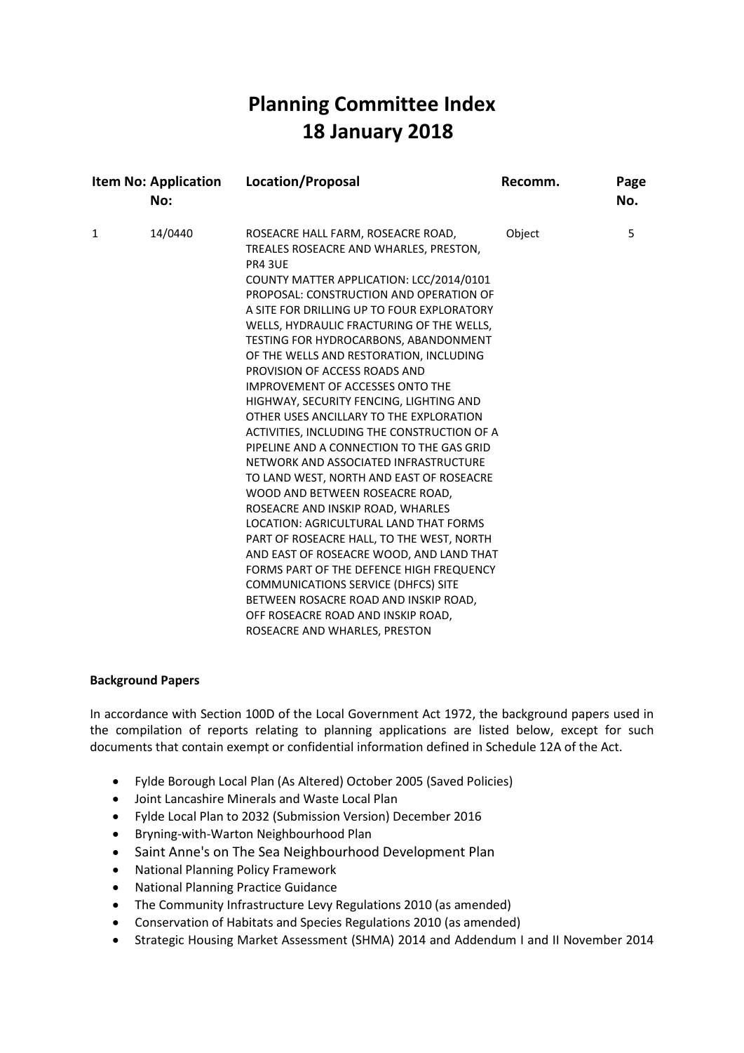# Planning Committee Index
# 18 January 2018

| Item No: | Application No: | Location/Proposal | Recomm. | Page No. |
|---|---|---|---|---|
| 1 | 14/0440 | ROSEACRE HALL FARM, ROSEACRE ROAD, TREALES ROSEACRE AND WHARLES, PRESTON, PR4 3UE<br>COUNTY MATTER APPLICATION: LCC/2014/0101<br>PROPOSAL: CONSTRUCTION AND OPERATION OF A SITE FOR DRILLING UP TO FOUR EXPLORATORY WELLS, HYDRAULIC FRACTURING OF THE WELLS, TESTING FOR HYDROCARBONS, ABANDONMENT OF THE WELLS AND RESTORATION, INCLUDING PROVISION OF ACCESS ROADS AND IMPROVEMENT OF ACCESSES ONTO THE HIGHWAY, SECURITY FENCING, LIGHTING AND OTHER USES ANCILLARY TO THE EXPLORATION ACTIVITIES, INCLUDING THE CONSTRUCTION OF A PIPELINE AND A CONNECTION TO THE GAS GRID NETWORK AND ASSOCIATED INFRASTRUCTURE TO LAND WEST, NORTH AND EAST OF ROSEACRE WOOD AND BETWEEN ROSEACRE ROAD, ROSEACRE AND INSKIP ROAD, WHARLES<br>LOCATION: AGRICULTURAL LAND THAT FORMS PART OF ROSEACRE HALL, TO THE WEST, NORTH AND EAST OF ROSEACRE WOOD, AND LAND THAT FORMS PART OF THE DEFENCE HIGH FREQUENCY COMMUNICATIONS SERVICE (DHFCS) SITE BETWEEN ROSACRE ROAD AND INSKIP ROAD, OFF ROSEACRE ROAD AND INSKIP ROAD, ROSEACRE AND WHARLES, PRESTON | Object | 5 |

**Background Papers**

In accordance with Section 100D of the Local Government Act 1972, the background papers used in the compilation of reports relating to planning applications are listed below, except for such documents that contain exempt or confidential information defined in Schedule 12A of the Act.

- Fylde Borough Local Plan (As Altered) October 2005 (Saved Policies)
- Joint Lancashire Minerals and Waste Local Plan
- Fylde Local Plan to 2032 (Submission Version) December 2016
- Bryning-with-Warton Neighbourhood Plan
- Saint Anne's on The Sea Neighbourhood Development Plan
- National Planning Policy Framework
- National Planning Practice Guidance
- The Community Infrastructure Levy Regulations 2010 (as amended)
- Conservation of Habitats and Species Regulations 2010 (as amended)
- Strategic Housing Market Assessment (SHMA) 2014 and Addendum I and II November 2014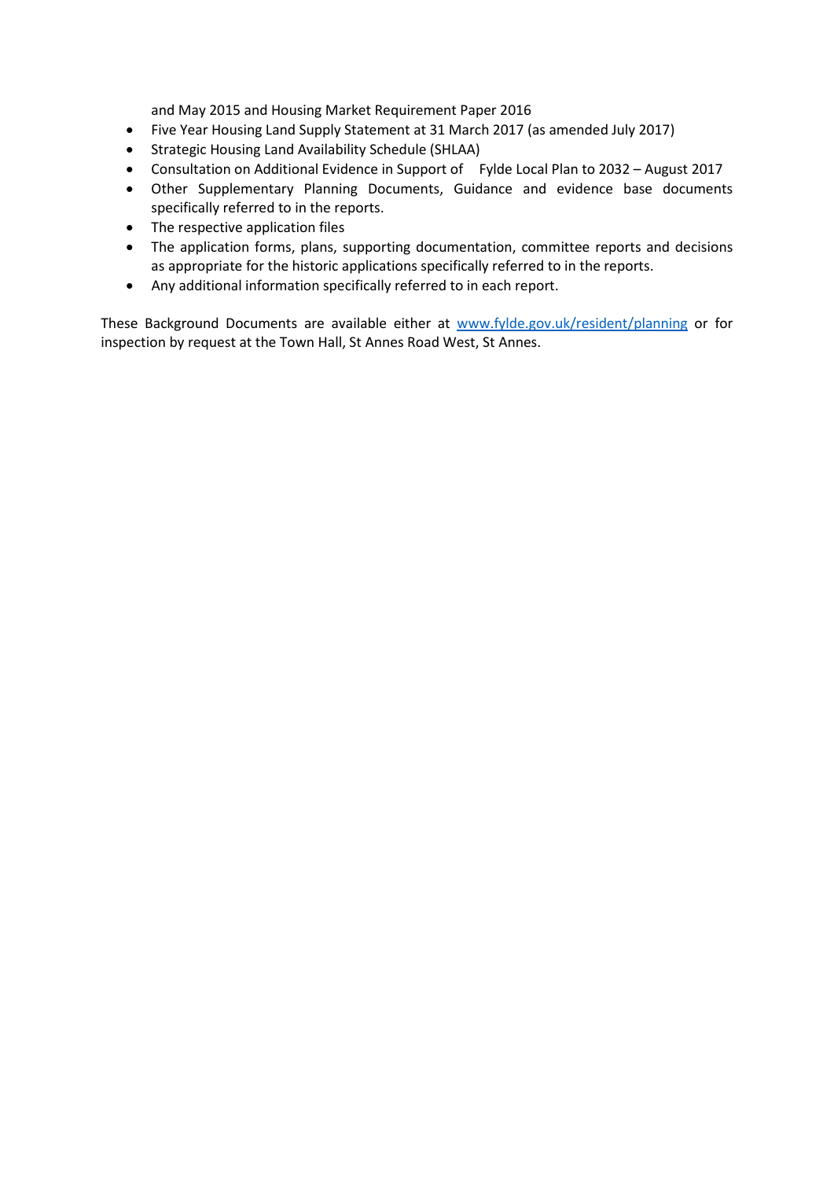and May 2015 and Housing Market Requirement Paper 2016

- Five Year Housing Land Supply Statement at 31 March 2017 (as amended July 2017)
- Strategic Housing Land Availability Schedule (SHLAA)
- Consultation on Additional Evidence in Support of Fylde Local Plan to 2032 – August 2017
- Other Supplementary Planning Documents, Guidance and evidence base documents specifically referred to in the reports.
- The respective application files
- The application forms, plans, supporting documentation, committee reports and decisions as appropriate for the historic applications specifically referred to in the reports.
- Any additional information specifically referred to in each report.

These Background Documents are available either at [www.fylde.gov.uk/resident/planning](www.fylde.gov.uk/resident/planning) or for inspection by request at the Town Hall, St Annes Road West, St Annes.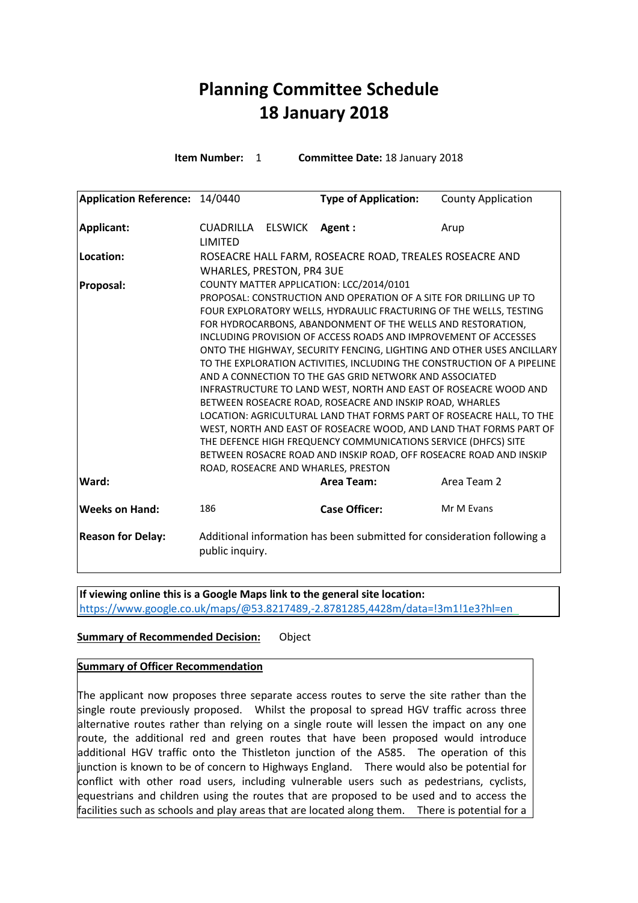# Planning Committee Schedule
# 18 January 2018

**Item Number:** 1 **Committee Date:** 18 January 2018

| | | | |
|---|---|---|---|
| **Application Reference:** | 14/0440 | **Type of Application:** | County Application |
| **Applicant:** | CUADRILLA ELSWICK LIMITED | **Agent :** | Arup |
| **Location:** | ROSEACRE HALL FARM, ROSEACRE ROAD, TREALES ROSEACRE AND WHARLES, PRESTON, PR4 3UE | | |
| **Proposal:** | COUNTY MATTER APPLICATION: LCC/2014/0101 PROPOSAL: CONSTRUCTION AND OPERATION OF A SITE FOR DRILLING UP TO FOUR EXPLORATORY WELLS, HYDRAULIC FRACTURING OF THE WELLS, TESTING FOR HYDROCARBONS, ABANDONMENT OF THE WELLS AND RESTORATION, INCLUDING PROVISION OF ACCESS ROADS AND IMPROVEMENT OF ACCESSES ONTO THE HIGHWAY, SECURITY FENCING, LIGHTING AND OTHER USES ANCILLARY TO THE EXPLORATION ACTIVITIES, INCLUDING THE CONSTRUCTION OF A PIPELINE AND A CONNECTION TO THE GAS GRID NETWORK AND ASSOCIATED INFRASTRUCTURE TO LAND WEST, NORTH AND EAST OF ROSEACRE WOOD AND BETWEEN ROSEACRE ROAD, ROSEACRE AND INSKIP ROAD, WHARLES LOCATION: AGRICULTURAL LAND THAT FORMS PART OF ROSEACRE HALL, TO THE WEST, NORTH AND EAST OF ROSEACRE WOOD, AND LAND THAT FORMS PART OF THE DEFENCE HIGH FREQUENCY COMMUNICATIONS SERVICE (DHFCS) SITE BETWEEN ROSACRE ROAD AND INSKIP ROAD, OFF ROSEACRE ROAD AND INSKIP ROAD, ROSEACRE AND WHARLES, PRESTON | | |
| **Ward:** | | **Area Team:** | Area Team 2 |
| **Weeks on Hand:** | 186 | **Case Officer:** | Mr M Evans |
| **Reason for Delay:** | Additional information has been submitted for consideration following a public inquiry. | | |

**If viewing online this is a Google Maps link to the general site location:**
https://www.google.co.uk/maps/@53.8217489,-2.8781285,4428m/data=!3m1!1e3?hl=en

**Summary of Recommended Decision:** Object

**Summary of Officer Recommendation**

The applicant now proposes three separate access routes to serve the site rather than the single route previously proposed. Whilst the proposal to spread HGV traffic across three alternative routes rather than relying on a single route will lessen the impact on any one route, the additional red and green routes that have been proposed would introduce additional HGV traffic onto the Thistleton junction of the A585. The operation of this junction is known to be of concern to Highways England. There would also be potential for conflict with other road users, including vulnerable users such as pedestrians, cyclists, equestrians and children using the routes that are proposed to be used and to access the facilities such as schools and play areas that are located along them. There is potential for a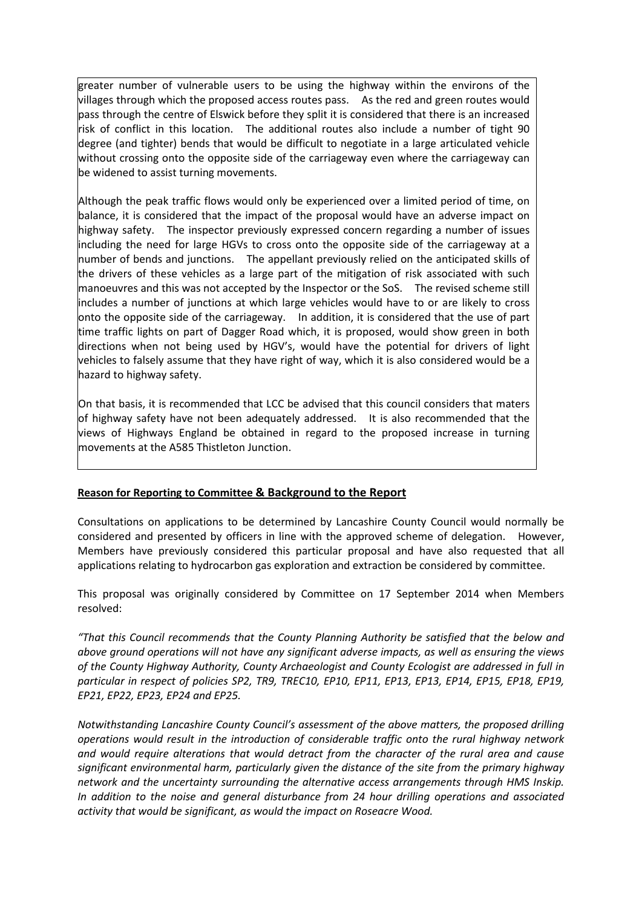greater number of vulnerable users to be using the highway within the environs of the villages through which the proposed access routes pass. As the red and green routes would pass through the centre of Elswick before they split it is considered that there is an increased risk of conflict in this location. The additional routes also include a number of tight 90 degree (and tighter) bends that would be difficult to negotiate in a large articulated vehicle without crossing onto the opposite side of the carriageway even where the carriageway can be widened to assist turning movements.

Although the peak traffic flows would only be experienced over a limited period of time, on balance, it is considered that the impact of the proposal would have an adverse impact on highway safety. The inspector previously expressed concern regarding a number of issues including the need for large HGVs to cross onto the opposite side of the carriageway at a number of bends and junctions. The appellant previously relied on the anticipated skills of the drivers of these vehicles as a large part of the mitigation of risk associated with such manoeuvres and this was not accepted by the Inspector or the SoS. The revised scheme still includes a number of junctions at which large vehicles would have to or are likely to cross onto the opposite side of the carriageway. In addition, it is considered that the use of part time traffic lights on part of Dagger Road which, it is proposed, would show green in both directions when not being used by HGV's, would have the potential for drivers of light vehicles to falsely assume that they have right of way, which it is also considered would be a hazard to highway safety.

On that basis, it is recommended that LCC be advised that this council considers that maters of highway safety have not been adequately addressed. It is also recommended that the views of Highways England be obtained in regard to the proposed increase in turning movements at the A585 Thistleton Junction.

## Reason for Reporting to Committee & Background to the Report

Consultations on applications to be determined by Lancashire County Council would normally be considered and presented by officers in line with the approved scheme of delegation. However, Members have previously considered this particular proposal and have also requested that all applications relating to hydrocarbon gas exploration and extraction be considered by committee.

This proposal was originally considered by Committee on 17 September 2014 when Members resolved:

*"That this Council recommends that the County Planning Authority be satisfied that the below and above ground operations will not have any significant adverse impacts, as well as ensuring the views of the County Highway Authority, County Archaeologist and County Ecologist are addressed in full in particular in respect of policies SP2, TR9, TREC10, EP10, EP11, EP13, EP13, EP14, EP15, EP18, EP19, EP21, EP22, EP23, EP24 and EP25.*

*Notwithstanding Lancashire County Council's assessment of the above matters, the proposed drilling operations would result in the introduction of considerable traffic onto the rural highway network and would require alterations that would detract from the character of the rural area and cause significant environmental harm, particularly given the distance of the site from the primary highway network and the uncertainty surrounding the alternative access arrangements through HMS Inskip. In addition to the noise and general disturbance from 24 hour drilling operations and associated activity that would be significant, as would the impact on Roseacre Wood.*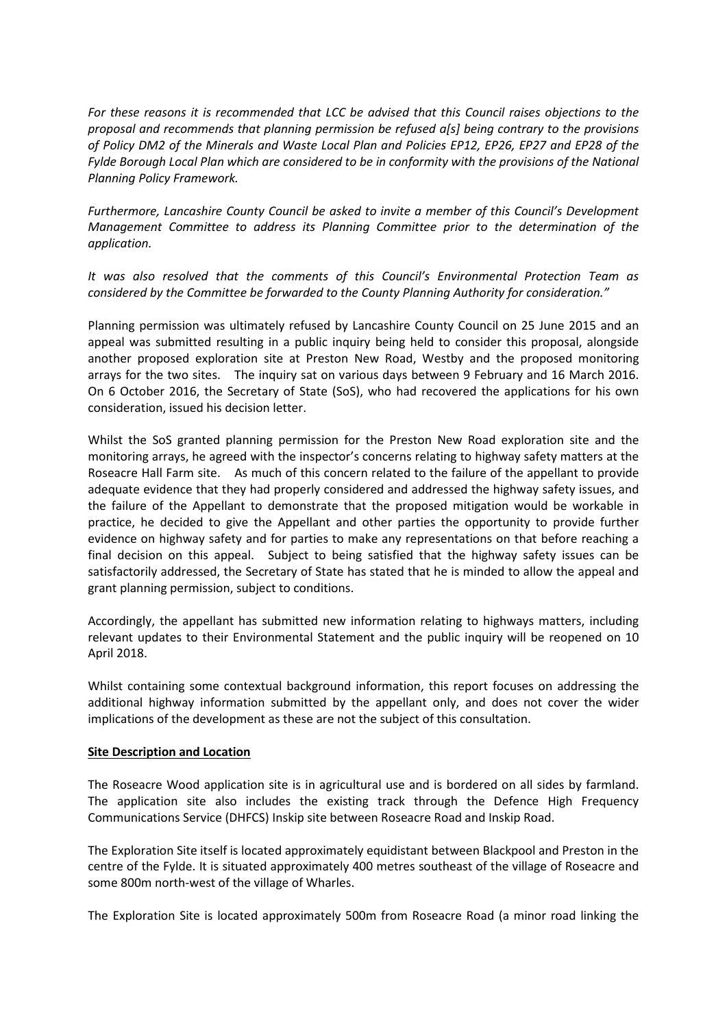*For these reasons it is recommended that LCC be advised that this Council raises objections to the proposal and recommends that planning permission be refused a[s] being contrary to the provisions of Policy DM2 of the Minerals and Waste Local Plan and Policies EP12, EP26, EP27 and EP28 of the Fylde Borough Local Plan which are considered to be in conformity with the provisions of the National Planning Policy Framework.*

*Furthermore, Lancashire County Council be asked to invite a member of this Council's Development Management Committee to address its Planning Committee prior to the determination of the application.*

*It was also resolved that the comments of this Council's Environmental Protection Team as considered by the Committee be forwarded to the County Planning Authority for consideration."*

Planning permission was ultimately refused by Lancashire County Council on 25 June 2015 and an appeal was submitted resulting in a public inquiry being held to consider this proposal, alongside another proposed exploration site at Preston New Road, Westby and the proposed monitoring arrays for the two sites. The inquiry sat on various days between 9 February and 16 March 2016. On 6 October 2016, the Secretary of State (SoS), who had recovered the applications for his own consideration, issued his decision letter.

Whilst the SoS granted planning permission for the Preston New Road exploration site and the monitoring arrays, he agreed with the inspector's concerns relating to highway safety matters at the Roseacre Hall Farm site. As much of this concern related to the failure of the appellant to provide adequate evidence that they had properly considered and addressed the highway safety issues, and the failure of the Appellant to demonstrate that the proposed mitigation would be workable in practice, he decided to give the Appellant and other parties the opportunity to provide further evidence on highway safety and for parties to make any representations on that before reaching a final decision on this appeal. Subject to being satisfied that the highway safety issues can be satisfactorily addressed, the Secretary of State has stated that he is minded to allow the appeal and grant planning permission, subject to conditions.

Accordingly, the appellant has submitted new information relating to highways matters, including relevant updates to their Environmental Statement and the public inquiry will be reopened on 10 April 2018.

Whilst containing some contextual background information, this report focuses on addressing the additional highway information submitted by the appellant only, and does not cover the wider implications of the development as these are not the subject of this consultation.

**Site Description and Location**

The Roseacre Wood application site is in agricultural use and is bordered on all sides by farmland. The application site also includes the existing track through the Defence High Frequency Communications Service (DHFCS) Inskip site between Roseacre Road and Inskip Road.

The Exploration Site itself is located approximately equidistant between Blackpool and Preston in the centre of the Fylde. It is situated approximately 400 metres southeast of the village of Roseacre and some 800m north-west of the village of Wharles.

The Exploration Site is located approximately 500m from Roseacre Road (a minor road linking the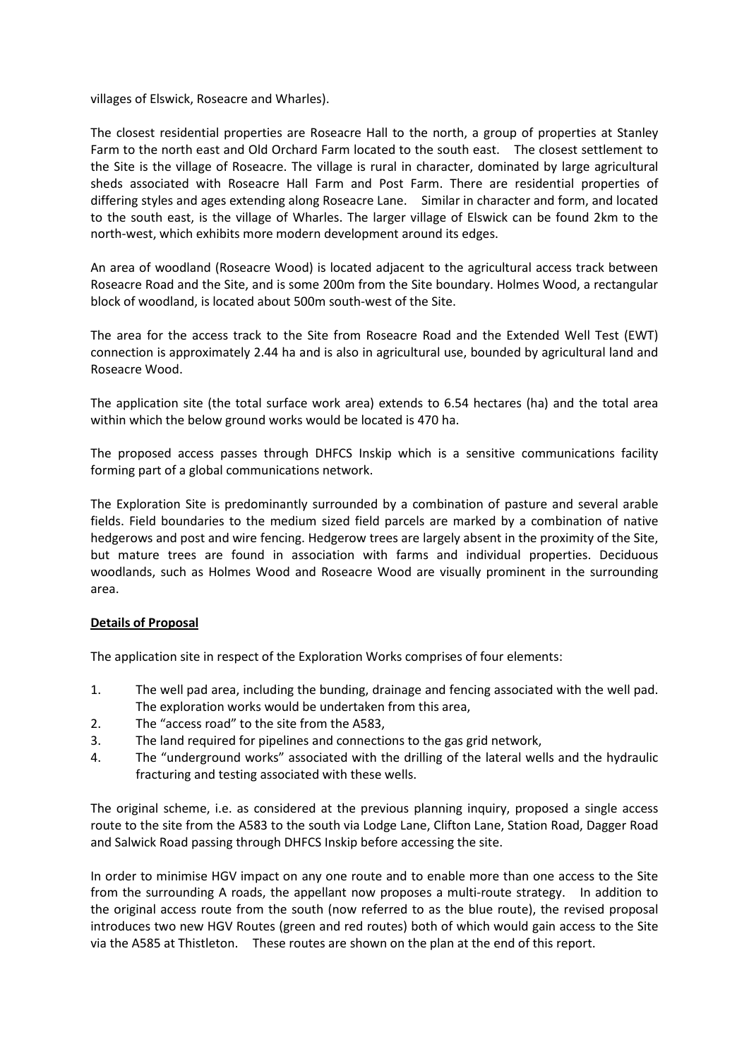villages of Elswick, Roseacre and Wharles).

The closest residential properties are Roseacre Hall to the north, a group of properties at Stanley Farm to the north east and Old Orchard Farm located to the south east. The closest settlement to the Site is the village of Roseacre. The village is rural in character, dominated by large agricultural sheds associated with Roseacre Hall Farm and Post Farm. There are residential properties of differing styles and ages extending along Roseacre Lane. Similar in character and form, and located to the south east, is the village of Wharles. The larger village of Elswick can be found 2km to the north-west, which exhibits more modern development around its edges.

An area of woodland (Roseacre Wood) is located adjacent to the agricultural access track between Roseacre Road and the Site, and is some 200m from the Site boundary. Holmes Wood, a rectangular block of woodland, is located about 500m south-west of the Site.

The area for the access track to the Site from Roseacre Road and the Extended Well Test (EWT) connection is approximately 2.44 ha and is also in agricultural use, bounded by agricultural land and Roseacre Wood.

The application site (the total surface work area) extends to 6.54 hectares (ha) and the total area within which the below ground works would be located is 470 ha.

The proposed access passes through DHFCS Inskip which is a sensitive communications facility forming part of a global communications network.

The Exploration Site is predominantly surrounded by a combination of pasture and several arable fields. Field boundaries to the medium sized field parcels are marked by a combination of native hedgerows and post and wire fencing. Hedgerow trees are largely absent in the proximity of the Site, but mature trees are found in association with farms and individual properties. Deciduous woodlands, such as Holmes Wood and Roseacre Wood are visually prominent in the surrounding area.

**Details of Proposal**

The application site in respect of the Exploration Works comprises of four elements:

1. The well pad area, including the bunding, drainage and fencing associated with the well pad. The exploration works would be undertaken from this area,
2. The "access road" to the site from the A583,
3. The land required for pipelines and connections to the gas grid network,
4. The "underground works" associated with the drilling of the lateral wells and the hydraulic fracturing and testing associated with these wells.

The original scheme, i.e. as considered at the previous planning inquiry, proposed a single access route to the site from the A583 to the south via Lodge Lane, Clifton Lane, Station Road, Dagger Road and Salwick Road passing through DHFCS Inskip before accessing the site.

In order to minimise HGV impact on any one route and to enable more than one access to the Site from the surrounding A roads, the appellant now proposes a multi-route strategy. In addition to the original access route from the south (now referred to as the blue route), the revised proposal introduces two new HGV Routes (green and red routes) both of which would gain access to the Site via the A585 at Thistleton. These routes are shown on the plan at the end of this report.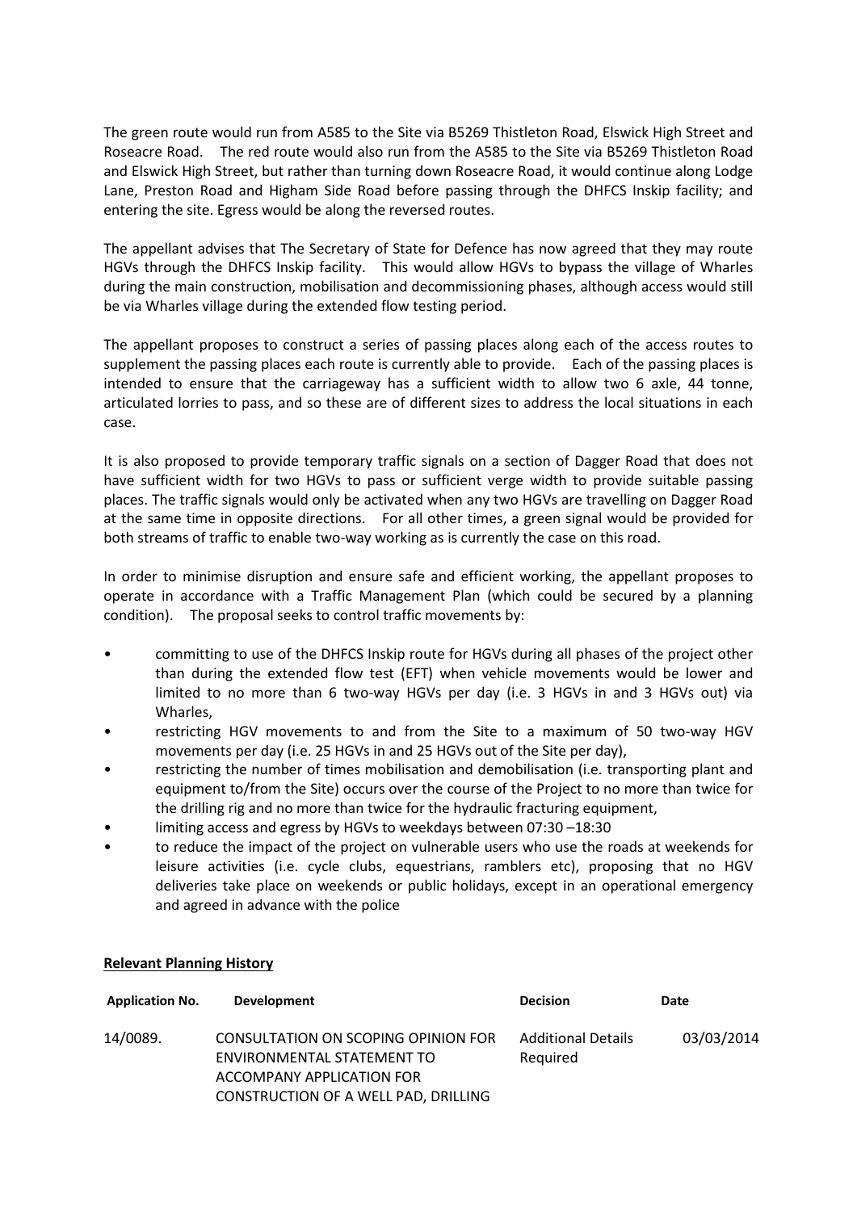The green route would run from A585 to the Site via B5269 Thistleton Road, Elswick High Street and Roseacre Road. The red route would also run from the A585 to the Site via B5269 Thistleton Road and Elswick High Street, but rather than turning down Roseacre Road, it would continue along Lodge Lane, Preston Road and Higham Side Road before passing through the DHFCS Inskip facility; and entering the site. Egress would be along the reversed routes.

The appellant advises that The Secretary of State for Defence has now agreed that they may route HGVs through the DHFCS Inskip facility. This would allow HGVs to bypass the village of Wharles during the main construction, mobilisation and decommissioning phases, although access would still be via Wharles village during the extended flow testing period.

The appellant proposes to construct a series of passing places along each of the access routes to supplement the passing places each route is currently able to provide. Each of the passing places is intended to ensure that the carriageway has a sufficient width to allow two 6 axle, 44 tonne, articulated lorries to pass, and so these are of different sizes to address the local situations in each case.

It is also proposed to provide temporary traffic signals on a section of Dagger Road that does not have sufficient width for two HGVs to pass or sufficient verge width to provide suitable passing places. The traffic signals would only be activated when any two HGVs are travelling on Dagger Road at the same time in opposite directions. For all other times, a green signal would be provided for both streams of traffic to enable two-way working as is currently the case on this road.

In order to minimise disruption and ensure safe and efficient working, the appellant proposes to operate in accordance with a Traffic Management Plan (which could be secured by a planning condition). The proposal seeks to control traffic movements by:

- committing to use of the DHFCS Inskip route for HGVs during all phases of the project other than during the extended flow test (EFT) when vehicle movements would be lower and limited to no more than 6 two-way HGVs per day (i.e. 3 HGVs in and 3 HGVs out) via Wharles,
- restricting HGV movements to and from the Site to a maximum of 50 two-way HGV movements per day (i.e. 25 HGVs in and 25 HGVs out of the Site per day),
- restricting the number of times mobilisation and demobilisation (i.e. transporting plant and equipment to/from the Site) occurs over the course of the Project to no more than twice for the drilling rig and no more than twice for the hydraulic fracturing equipment,
- limiting access and egress by HGVs to weekdays between 07:30 –18:30
- to reduce the impact of the project on vulnerable users who use the roads at weekends for leisure activities (i.e. cycle clubs, equestrians, ramblers etc), proposing that no HGV deliveries take place on weekends or public holidays, except in an operational emergency and agreed in advance with the police

**Relevant Planning History**

| Application No. | Development | Decision | Date |
|---|---|---|---|
| 14/0089. | CONSULTATION ON SCOPING OPINION FOR ENVIRONMENTAL STATEMENT TO ACCOMPANY APPLICATION FOR CONSTRUCTION OF A WELL PAD, DRILLING | Additional Details Required | 03/03/2014 |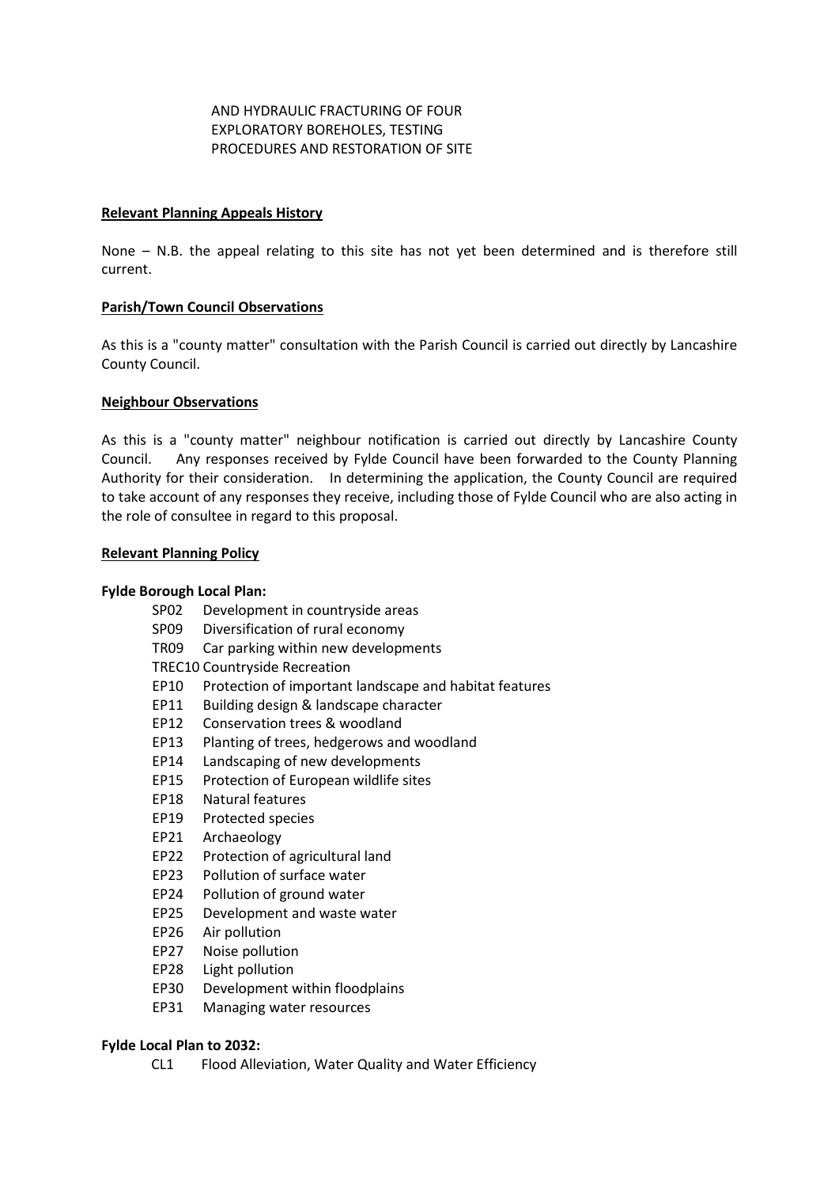AND HYDRAULIC FRACTURING OF FOUR EXPLORATORY BOREHOLES, TESTING PROCEDURES AND RESTORATION OF SITE

**Relevant Planning Appeals History**

None – N.B. the appeal relating to this site has not yet been determined and is therefore still current.

**Parish/Town Council Observations**

As this is a "county matter" consultation with the Parish Council is carried out directly by Lancashire County Council.

**Neighbour Observations**

As this is a "county matter" neighbour notification is carried out directly by Lancashire County Council. Any responses received by Fylde Council have been forwarded to the County Planning Authority for their consideration. In determining the application, the County Council are required to take account of any responses they receive, including those of Fylde Council who are also acting in the role of consultee in regard to this proposal.

**Relevant Planning Policy**

**Fylde Borough Local Plan:**

- SP02 Development in countryside areas
- SP09 Diversification of rural economy
- TR09 Car parking within new developments
- TREC10 Countryside Recreation
- EP10 Protection of important landscape and habitat features
- EP11 Building design & landscape character
- EP12 Conservation trees & woodland
- EP13 Planting of trees, hedgerows and woodland
- EP14 Landscaping of new developments
- EP15 Protection of European wildlife sites
- EP18 Natural features
- EP19 Protected species
- EP21 Archaeology
- EP22 Protection of agricultural land
- EP23 Pollution of surface water
- EP24 Pollution of ground water
- EP25 Development and waste water
- EP26 Air pollution
- EP27 Noise pollution
- EP28 Light pollution
- EP30 Development within floodplains
- EP31 Managing water resources

**Fylde Local Plan to 2032:**

- CL1 Flood Alleviation, Water Quality and Water Efficiency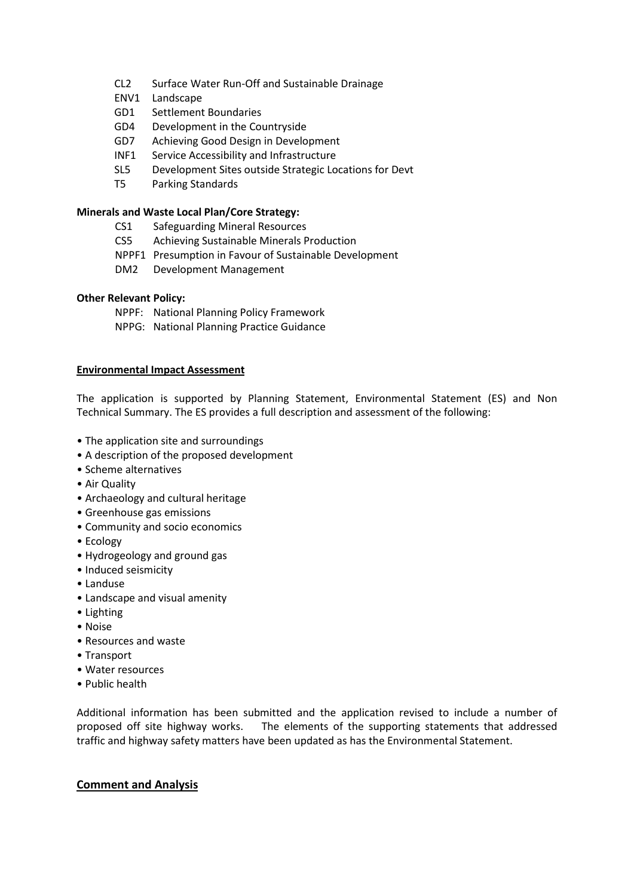CL2 Surface Water Run-Off and Sustainable Drainage
ENV1 Landscape
GD1 Settlement Boundaries
GD4 Development in the Countryside
GD7 Achieving Good Design in Development
INF1 Service Accessibility and Infrastructure
SL5 Development Sites outside Strategic Locations for Devt
T5 Parking Standards

**Minerals and Waste Local Plan/Core Strategy:**

CS1 Safeguarding Mineral Resources
CS5 Achieving Sustainable Minerals Production
NPPF1 Presumption in Favour of Sustainable Development
DM2 Development Management

**Other Relevant Policy:**

NPPF: National Planning Policy Framework
NPPG: National Planning Practice Guidance

**Environmental Impact Assessment**

The application is supported by Planning Statement, Environmental Statement (ES) and Non Technical Summary. The ES provides a full description and assessment of the following:

- The application site and surroundings
- A description of the proposed development
- Scheme alternatives
- Air Quality
- Archaeology and cultural heritage
- Greenhouse gas emissions
- Community and socio economics
- Ecology
- Hydrogeology and ground gas
- Induced seismicity
- Landuse
- Landscape and visual amenity
- Lighting
- Noise
- Resources and waste
- Transport
- Water resources
- Public health

Additional information has been submitted and the application revised to include a number of proposed off site highway works. The elements of the supporting statements that addressed traffic and highway safety matters have been updated as has the Environmental Statement.

## Comment and Analysis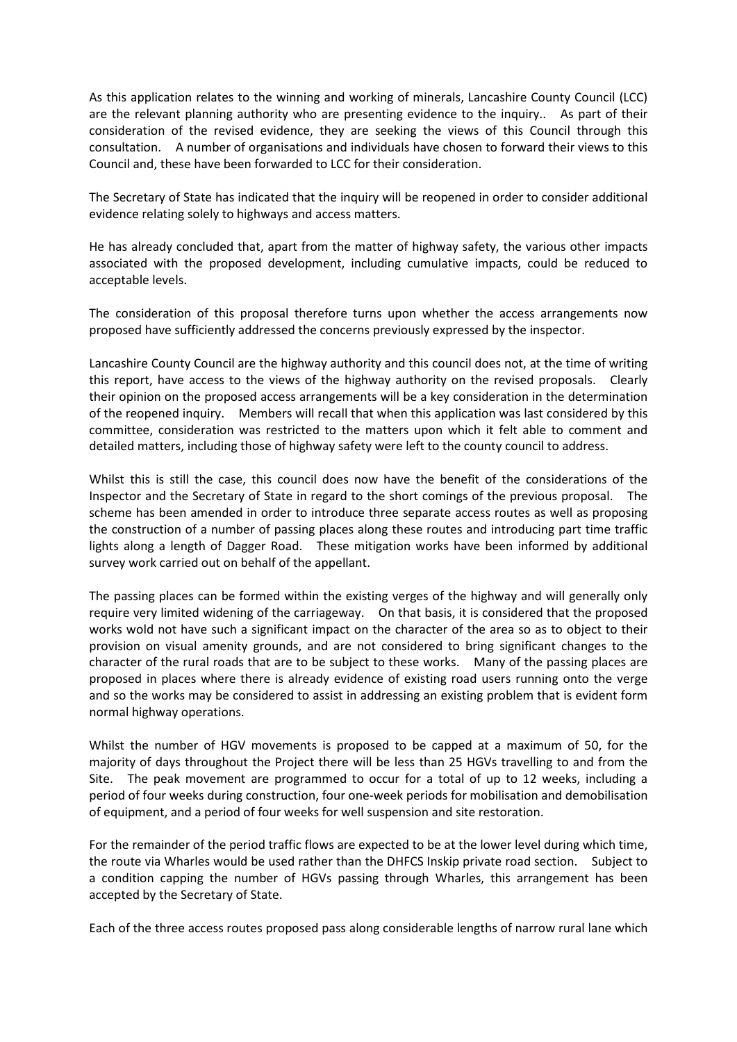As this application relates to the winning and working of minerals, Lancashire County Council (LCC) are the relevant planning authority who are presenting evidence to the inquiry.. As part of their consideration of the revised evidence, they are seeking the views of this Council through this consultation. A number of organisations and individuals have chosen to forward their views to this Council and, these have been forwarded to LCC for their consideration.

The Secretary of State has indicated that the inquiry will be reopened in order to consider additional evidence relating solely to highways and access matters.

He has already concluded that, apart from the matter of highway safety, the various other impacts associated with the proposed development, including cumulative impacts, could be reduced to acceptable levels.

The consideration of this proposal therefore turns upon whether the access arrangements now proposed have sufficiently addressed the concerns previously expressed by the inspector.

Lancashire County Council are the highway authority and this council does not, at the time of writing this report, have access to the views of the highway authority on the revised proposals. Clearly their opinion on the proposed access arrangements will be a key consideration in the determination of the reopened inquiry. Members will recall that when this application was last considered by this committee, consideration was restricted to the matters upon which it felt able to comment and detailed matters, including those of highway safety were left to the county council to address.

Whilst this is still the case, this council does now have the benefit of the considerations of the Inspector and the Secretary of State in regard to the short comings of the previous proposal. The scheme has been amended in order to introduce three separate access routes as well as proposing the construction of a number of passing places along these routes and introducing part time traffic lights along a length of Dagger Road. These mitigation works have been informed by additional survey work carried out on behalf of the appellant.

The passing places can be formed within the existing verges of the highway and will generally only require very limited widening of the carriageway. On that basis, it is considered that the proposed works wold not have such a significant impact on the character of the area so as to object to their provision on visual amenity grounds, and are not considered to bring significant changes to the character of the rural roads that are to be subject to these works. Many of the passing places are proposed in places where there is already evidence of existing road users running onto the verge and so the works may be considered to assist in addressing an existing problem that is evident form normal highway operations.

Whilst the number of HGV movements is proposed to be capped at a maximum of 50, for the majority of days throughout the Project there will be less than 25 HGVs travelling to and from the Site. The peak movement are programmed to occur for a total of up to 12 weeks, including a period of four weeks during construction, four one-week periods for mobilisation and demobilisation of equipment, and a period of four weeks for well suspension and site restoration.

For the remainder of the period traffic flows are expected to be at the lower level during which time, the route via Wharles would be used rather than the DHFCS Inskip private road section. Subject to a condition capping the number of HGVs passing through Wharles, this arrangement has been accepted by the Secretary of State.

Each of the three access routes proposed pass along considerable lengths of narrow rural lane which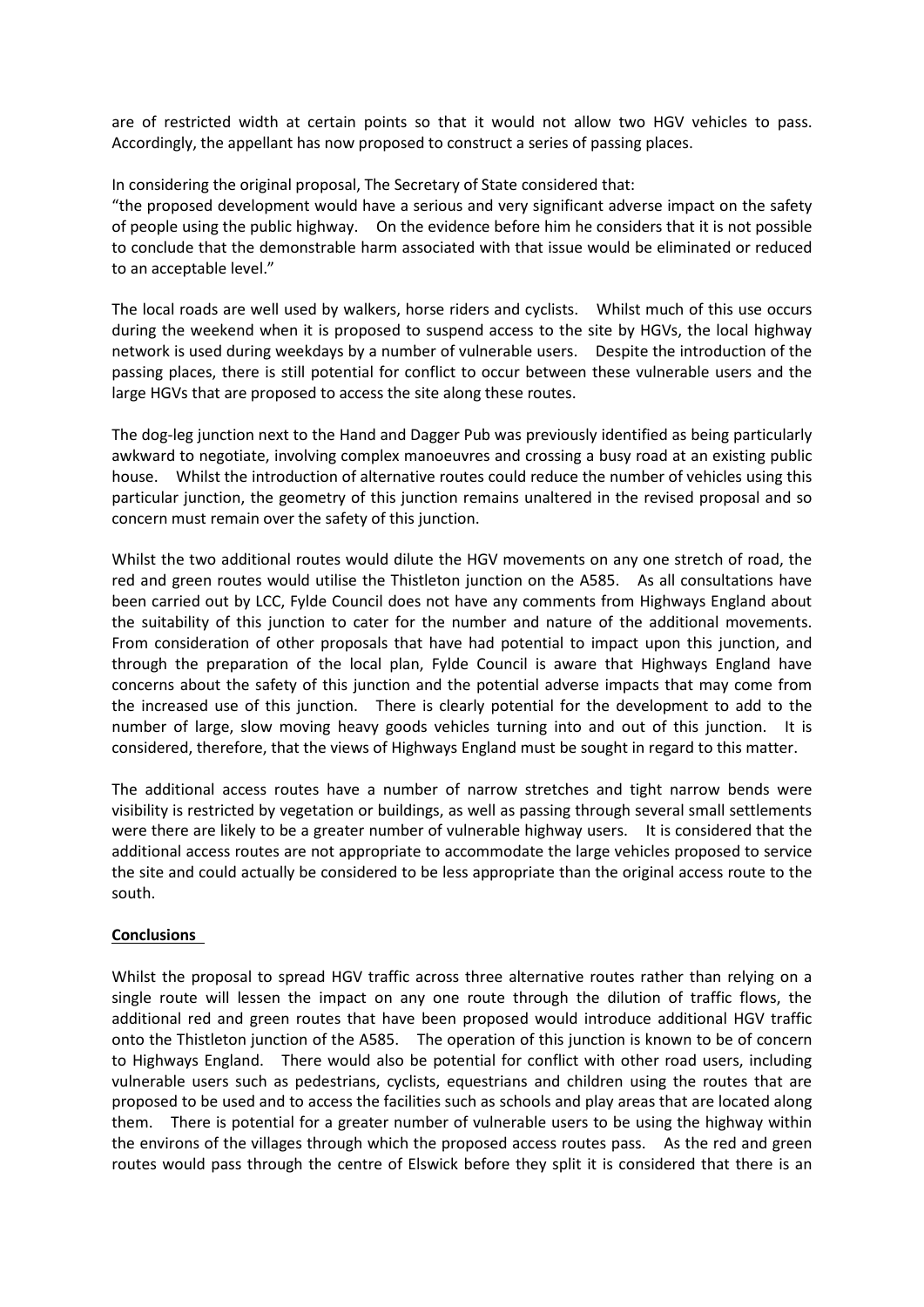are of restricted width at certain points so that it would not allow two HGV vehicles to pass. Accordingly, the appellant has now proposed to construct a series of passing places.

In considering the original proposal, The Secretary of State considered that:
"the proposed development would have a serious and very significant adverse impact on the safety of people using the public highway. On the evidence before him he considers that it is not possible to conclude that the demonstrable harm associated with that issue would be eliminated or reduced to an acceptable level."

The local roads are well used by walkers, horse riders and cyclists. Whilst much of this use occurs during the weekend when it is proposed to suspend access to the site by HGVs, the local highway network is used during weekdays by a number of vulnerable users. Despite the introduction of the passing places, there is still potential for conflict to occur between these vulnerable users and the large HGVs that are proposed to access the site along these routes.

The dog-leg junction next to the Hand and Dagger Pub was previously identified as being particularly awkward to negotiate, involving complex manoeuvres and crossing a busy road at an existing public house. Whilst the introduction of alternative routes could reduce the number of vehicles using this particular junction, the geometry of this junction remains unaltered in the revised proposal and so concern must remain over the safety of this junction.

Whilst the two additional routes would dilute the HGV movements on any one stretch of road, the red and green routes would utilise the Thistleton junction on the A585. As all consultations have been carried out by LCC, Fylde Council does not have any comments from Highways England about the suitability of this junction to cater for the number and nature of the additional movements. From consideration of other proposals that have had potential to impact upon this junction, and through the preparation of the local plan, Fylde Council is aware that Highways England have concerns about the safety of this junction and the potential adverse impacts that may come from the increased use of this junction. There is clearly potential for the development to add to the number of large, slow moving heavy goods vehicles turning into and out of this junction. It is considered, therefore, that the views of Highways England must be sought in regard to this matter.

The additional access routes have a number of narrow stretches and tight narrow bends were visibility is restricted by vegetation or buildings, as well as passing through several small settlements were there are likely to be a greater number of vulnerable highway users. It is considered that the additional access routes are not appropriate to accommodate the large vehicles proposed to service the site and could actually be considered to be less appropriate than the original access route to the south.

**Conclusions**

Whilst the proposal to spread HGV traffic across three alternative routes rather than relying on a single route will lessen the impact on any one route through the dilution of traffic flows, the additional red and green routes that have been proposed would introduce additional HGV traffic onto the Thistleton junction of the A585. The operation of this junction is known to be of concern to Highways England. There would also be potential for conflict with other road users, including vulnerable users such as pedestrians, cyclists, equestrians and children using the routes that are proposed to be used and to access the facilities such as schools and play areas that are located along them. There is potential for a greater number of vulnerable users to be using the highway within the environs of the villages through which the proposed access routes pass. As the red and green routes would pass through the centre of Elswick before they split it is considered that there is an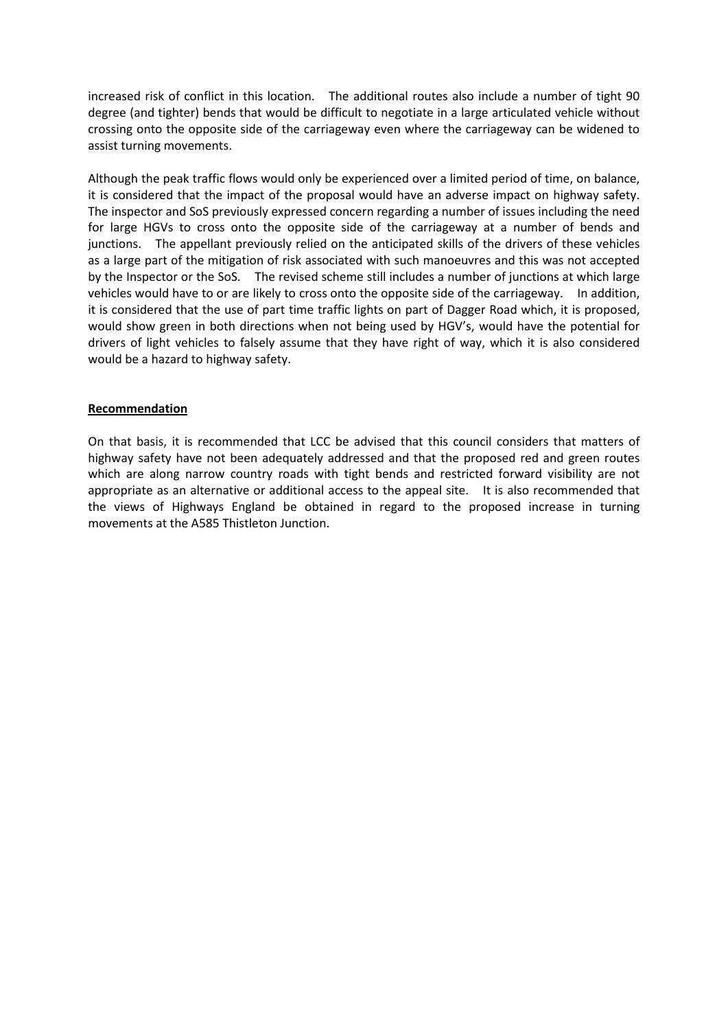increased risk of conflict in this location. The additional routes also include a number of tight 90 degree (and tighter) bends that would be difficult to negotiate in a large articulated vehicle without crossing onto the opposite side of the carriageway even where the carriageway can be widened to assist turning movements.

Although the peak traffic flows would only be experienced over a limited period of time, on balance, it is considered that the impact of the proposal would have an adverse impact on highway safety. The inspector and SoS previously expressed concern regarding a number of issues including the need for large HGVs to cross onto the opposite side of the carriageway at a number of bends and junctions. The appellant previously relied on the anticipated skills of the drivers of these vehicles as a large part of the mitigation of risk associated with such manoeuvres and this was not accepted by the Inspector or the SoS. The revised scheme still includes a number of junctions at which large vehicles would have to or are likely to cross onto the opposite side of the carriageway. In addition, it is considered that the use of part time traffic lights on part of Dagger Road which, it is proposed, would show green in both directions when not being used by HGV's, would have the potential for drivers of light vehicles to falsely assume that they have right of way, which it is also considered would be a hazard to highway safety.

**Recommendation**

On that basis, it is recommended that LCC be advised that this council considers that matters of highway safety have not been adequately addressed and that the proposed red and green routes which are along narrow country roads with tight bends and restricted forward visibility are not appropriate as an alternative or additional access to the appeal site. It is also recommended that the views of Highways England be obtained in regard to the proposed increase in turning movements at the A585 Thistleton Junction.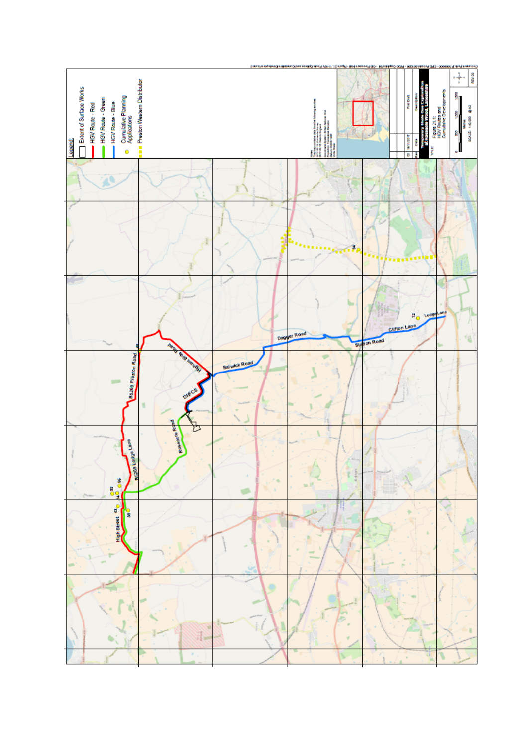Legend:

Extent of Surface Works

HGV Route - Red

HGV Route - Green

HGV Route - Blue

Cumulative Planning Applications

Preston Western Distributor

Lodge Lane

Clifton Lane

Station Road

Dagger Road

Salwick Road

Higham Side Road

DHFCS

B5269 Preston Road

Roseacre Road

B5269 Lodge Lane

High Street

94

12

45

33

95

14

43

38

00 | 18/11/2017 | First Draft

Rev | Date | Description

Temporary Shale Gas Exploration at Roseacre Wood, Lancashire

TITLE: Figure 21.1: HGV Routes and Cumulative Developments

0 500 1,000 1,500

Metres

SCALE: 1:40,000 @A3

REV 00